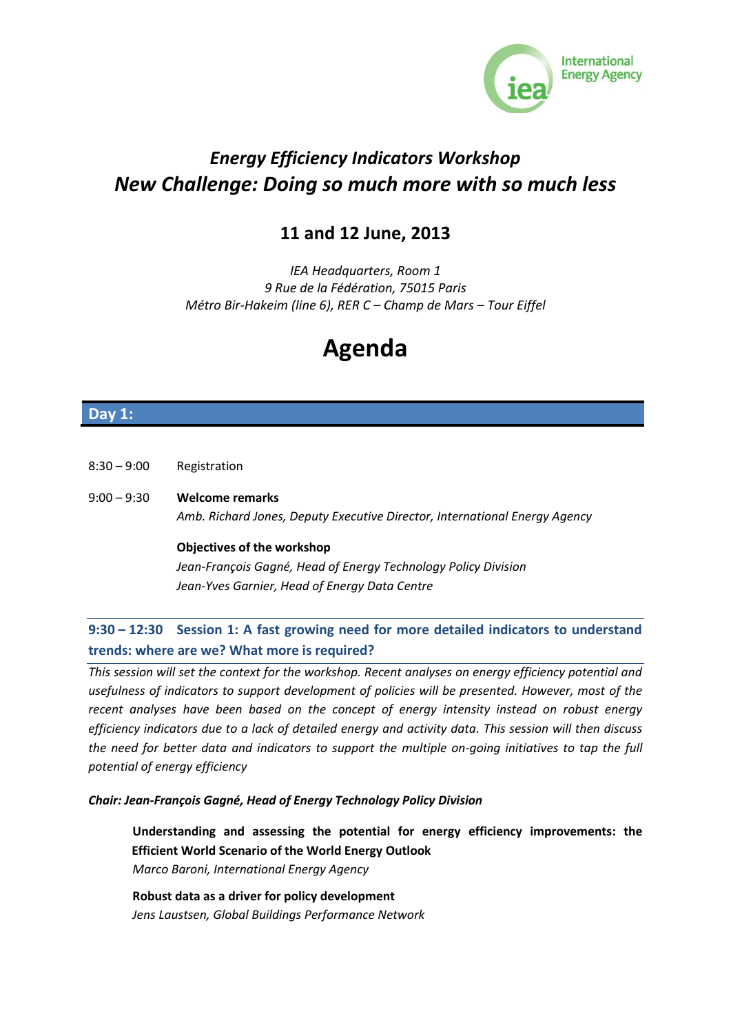International Energy Agency

# *Energy Efficiency Indicators Workshop*
# *New Challenge: Doing so much more with so much less*

## 11 and 12 June, 2013

*IEA Headquarters, Room 1*
*9 Rue de la Fédération, 75015 Paris*
*Métro Bir-Hakeim (line 6), RER C – Champ de Mars – Tour Eiffel*

# Agenda

## Day 1:

8:30 – 9:00 Registration

9:00 – 9:30 **Welcome remarks**
*Amb. Richard Jones, Deputy Executive Director, International Energy Agency*

**Objectives of the workshop**
*Jean-François Gagné, Head of Energy Technology Policy Division*
*Jean-Yves Garnier, Head of Energy Data Centre*

### 9:30 – 12:30 Session 1: A fast growing need for more detailed indicators to understand trends: where are we? What more is required?

*This session will set the context for the workshop. Recent analyses on energy efficiency potential and usefulness of indicators to support development of policies will be presented. However, most of the recent analyses have been based on the concept of energy intensity instead on robust energy efficiency indicators due to a lack of detailed energy and activity data. This session will then discuss the need for better data and indicators to support the multiple on-going initiatives to tap the full potential of energy efficiency*

***Chair: Jean-François Gagné, Head of Energy Technology Policy Division***

**Understanding and assessing the potential for energy efficiency improvements: the Efficient World Scenario of the World Energy Outlook**
*Marco Baroni, International Energy Agency*

**Robust data as a driver for policy development**
*Jens Laustsen, Global Buildings Performance Network*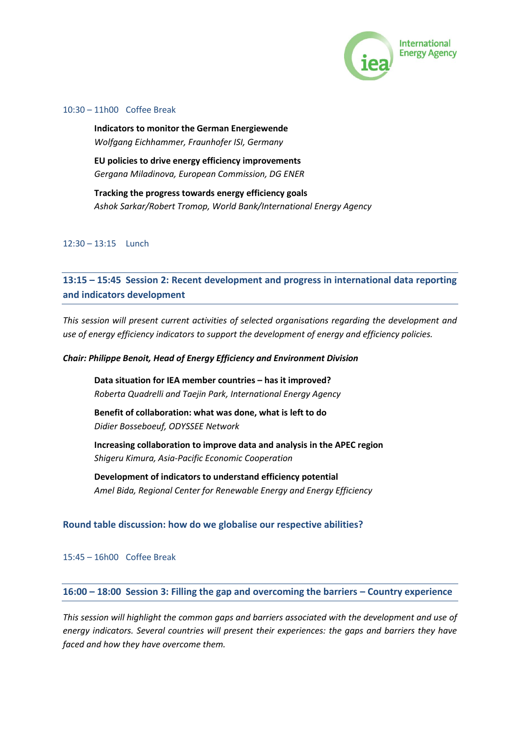10:30 – 11h00 Coffee Break

**Indicators to monitor the German Energiewende**
*Wolfgang Eichhammer, Fraunhofer ISI, Germany*

**EU policies to drive energy efficiency improvements**
*Gergana Miladinova, European Commission, DG ENER*

**Tracking the progress towards energy efficiency goals**
*Ashok Sarkar/Robert Tromop, World Bank/International Energy Agency*

12:30 – 13:15 Lunch

## 13:15 – 15:45 Session 2: Recent development and progress in international data reporting and indicators development

*This session will present current activities of selected organisations regarding the development and use of energy efficiency indicators to support the development of energy and efficiency policies.*

***Chair: Philippe Benoit, Head of Energy Efficiency and Environment Division***

**Data situation for IEA member countries – has it improved?**
*Roberta Quadrelli and Taejin Park, International Energy Agency*

**Benefit of collaboration: what was done, what is left to do**
*Didier Bosseboeuf, ODYSSEE Network*

**Increasing collaboration to improve data and analysis in the APEC region**
*Shigeru Kimura, Asia-Pacific Economic Cooperation*

**Development of indicators to understand efficiency potential**
*Amel Bida, Regional Center for Renewable Energy and Energy Efficiency*

### Round table discussion: how do we globalise our respective abilities?

15:45 – 16h00 Coffee Break

## 16:00 – 18:00 Session 3: Filling the gap and overcoming the barriers – Country experience

*This session will highlight the common gaps and barriers associated with the development and use of energy indicators. Several countries will present their experiences: the gaps and barriers they have faced and how they have overcome them.*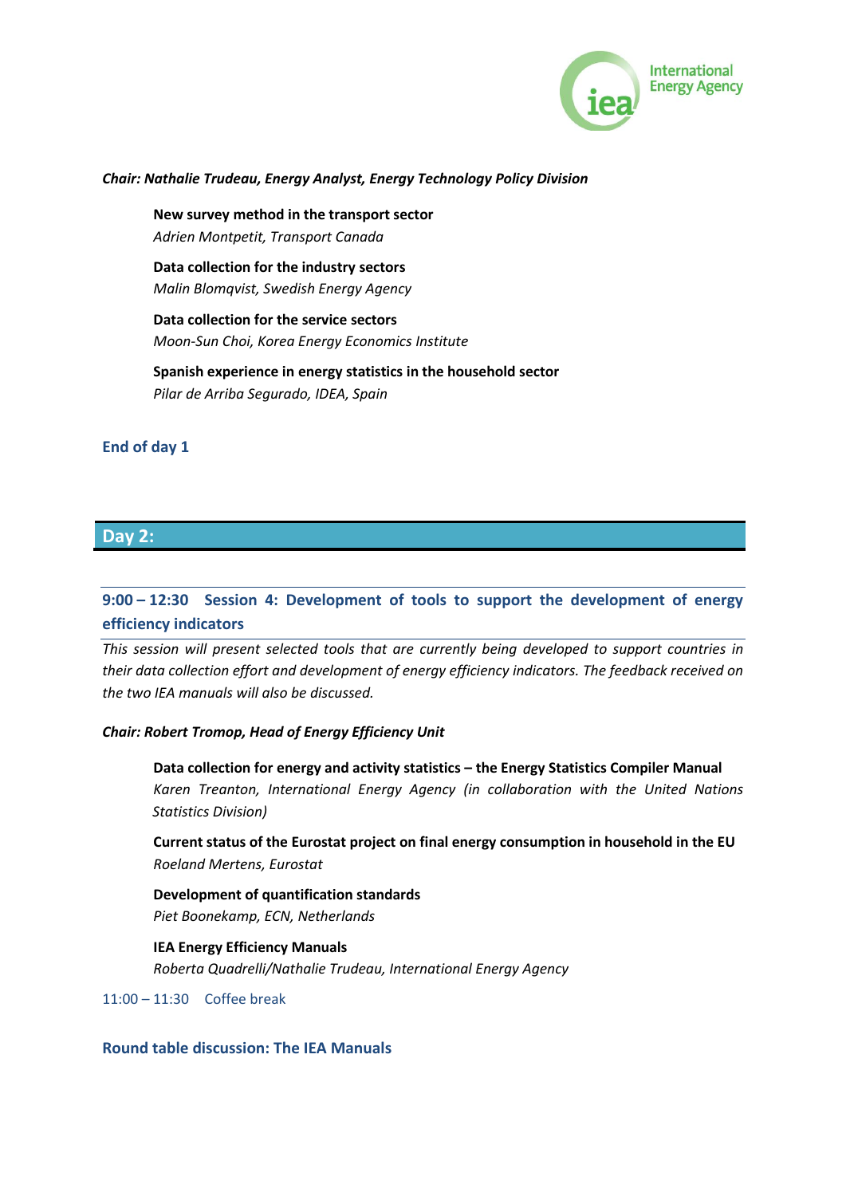***Chair: Nathalie Trudeau, Energy Analyst, Energy Technology Policy Division***

**New survey method in the transport sector**
*Adrien Montpetit, Transport Canada*

**Data collection for the industry sectors**
*Malin Blomqvist, Swedish Energy Agency*

**Data collection for the service sectors**
*Moon-Sun Choi, Korea Energy Economics Institute*

**Spanish experience in energy statistics in the household sector**
*Pilar de Arriba Segurado, IDEA, Spain*

### End of day 1

## Day 2:

### 9:00 – 12:30 Session 4: Development of tools to support the development of energy efficiency indicators

*This session will present selected tools that are currently being developed to support countries in their data collection effort and development of energy efficiency indicators. The feedback received on the two IEA manuals will also be discussed.*

***Chair: Robert Tromop, Head of Energy Efficiency Unit***

**Data collection for energy and activity statistics – the Energy Statistics Compiler Manual**
*Karen Treanton, International Energy Agency (in collaboration with the United Nations Statistics Division)*

**Current status of the Eurostat project on final energy consumption in household in the EU**
*Roeland Mertens, Eurostat*

**Development of quantification standards**
*Piet Boonekamp, ECN, Netherlands*

**IEA Energy Efficiency Manuals**
*Roberta Quadrelli/Nathalie Trudeau, International Energy Agency*

11:00 – 11:30 Coffee break

### Round table discussion: The IEA Manuals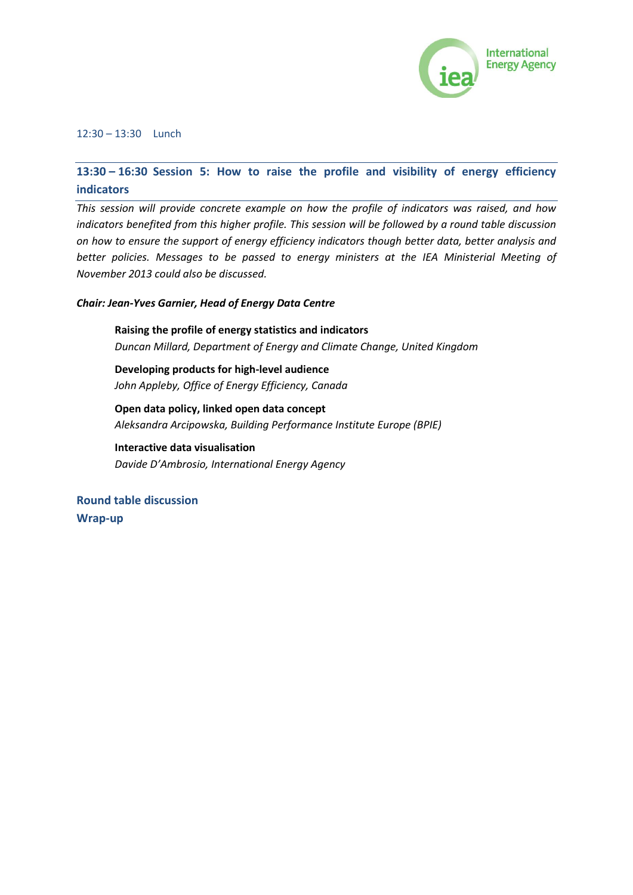12:30 – 13:30 Lunch

## 13:30 – 16:30 Session 5: How to raise the profile and visibility of energy efficiency indicators

*This session will provide concrete example on how the profile of indicators was raised, and how indicators benefited from this higher profile. This session will be followed by a round table discussion on how to ensure the support of energy efficiency indicators though better data, better analysis and better policies. Messages to be passed to energy ministers at the IEA Ministerial Meeting of November 2013 could also be discussed.*

***Chair: Jean-Yves Garnier, Head of Energy Data Centre***

**Raising the profile of energy statistics and indicators**
*Duncan Millard, Department of Energy and Climate Change, United Kingdom*

**Developing products for high-level audience**
*John Appleby, Office of Energy Efficiency, Canada*

**Open data policy, linked open data concept**
*Aleksandra Arcipowska, Building Performance Institute Europe (BPIE)*

**Interactive data visualisation**
*Davide D'Ambrosio, International Energy Agency*

### Round table discussion

### Wrap-up